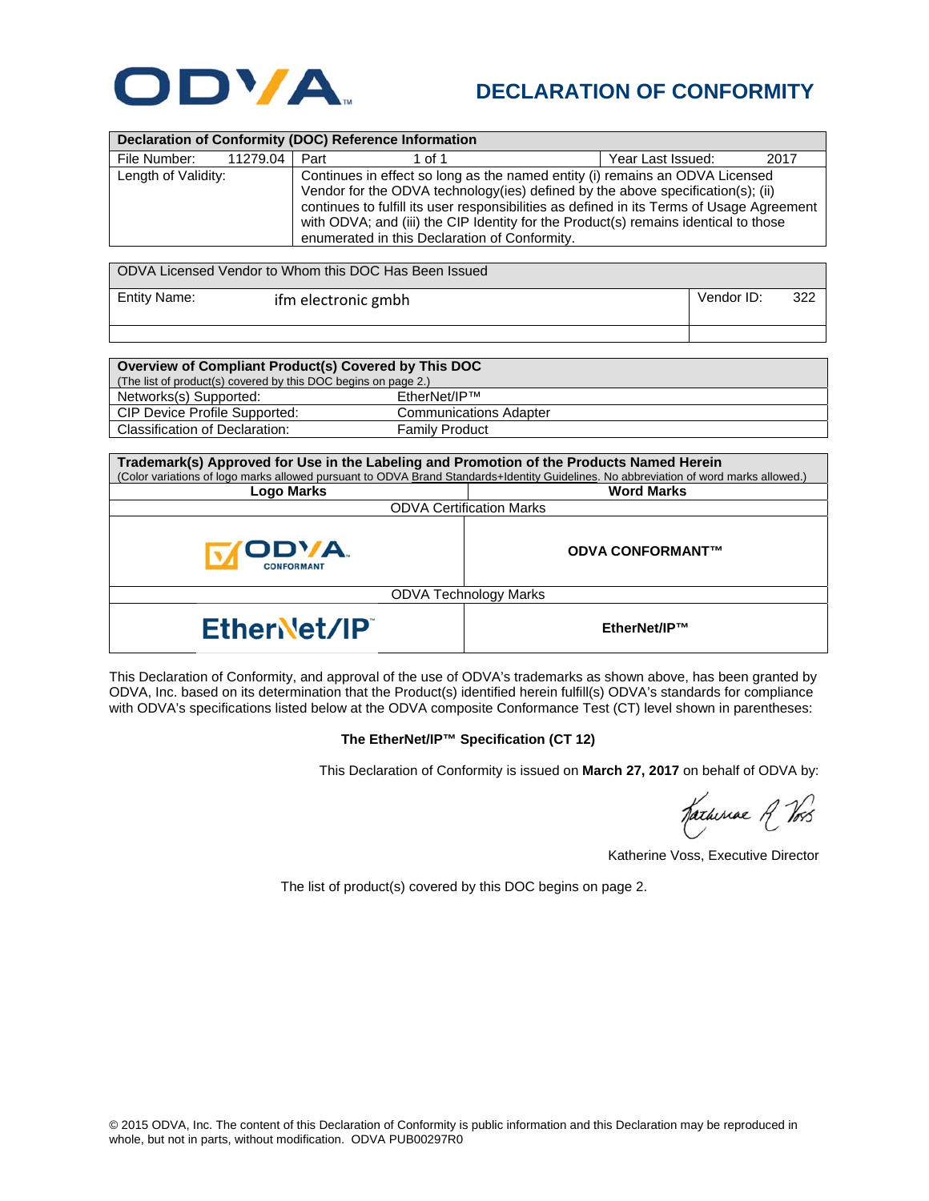# DECLARATION OF CONFORMITY

| Declaration of Conformity (DOC) Reference Information | | | |
|---|---|---|---|
| File Number: 11279.04 | Part 1 of 1 | | Year Last Issued: 2017 |
| Length of Validity: | Continues in effect so long as the named entity (i) remains an ODVA Licensed Vendor for the ODVA technology(ies) defined by the above specification(s); (ii) continues to fulfill its user responsibilities as defined in its Terms of Usage Agreement with ODVA; and (iii) the CIP Identity for the Product(s) remains identical to those enumerated in this Declaration of Conformity. | | |

| ODVA Licensed Vendor to Whom this DOC Has Been Issued | | |
|---|---|---|
| Entity Name: | ifm electronic gmbh | Vendor ID: 322 |

| Overview of Compliant Product(s) Covered by This DOC (The list of product(s) covered by this DOC begins on page 2.) | |
|---|---|
| Networks(s) Supported: | EtherNet/IP™ |
| CIP Device Profile Supported: | Communications Adapter |
| Classification of Declaration: | Family Product |

| Trademark(s) Approved for Use in the Labeling and Promotion of the Products Named Herein (Color variations of logo marks allowed pursuant to ODVA Brand Standards+Identity Guidelines. No abbreviation of word marks allowed.) | |
|---|---|
| **Logo Marks** | **Word Marks** |
| ODVA Certification Marks | |
| ODVA CONFORMANT | **ODVA CONFORMANT™** |
| ODVA Technology Marks | |
| EtherNet/IP™ | **EtherNet/IP™** |

This Declaration of Conformity, and approval of the use of ODVA's trademarks as shown above, has been granted by ODVA, Inc. based on its determination that the Product(s) identified herein fulfill(s) ODVA's standards for compliance with ODVA's specifications listed below at the ODVA composite Conformance Test (CT) level shown in parentheses:

**The EtherNet/IP™ Specification (CT 12)**

This Declaration of Conformity is issued on **March 27, 2017** on behalf of ODVA by:

Katherine Voss, Executive Director

The list of product(s) covered by this DOC begins on page 2.

© 2015 ODVA, Inc. The content of this Declaration of Conformity is public information and this Declaration may be reproduced in whole, but not in parts, without modification. ODVA PUB00297R0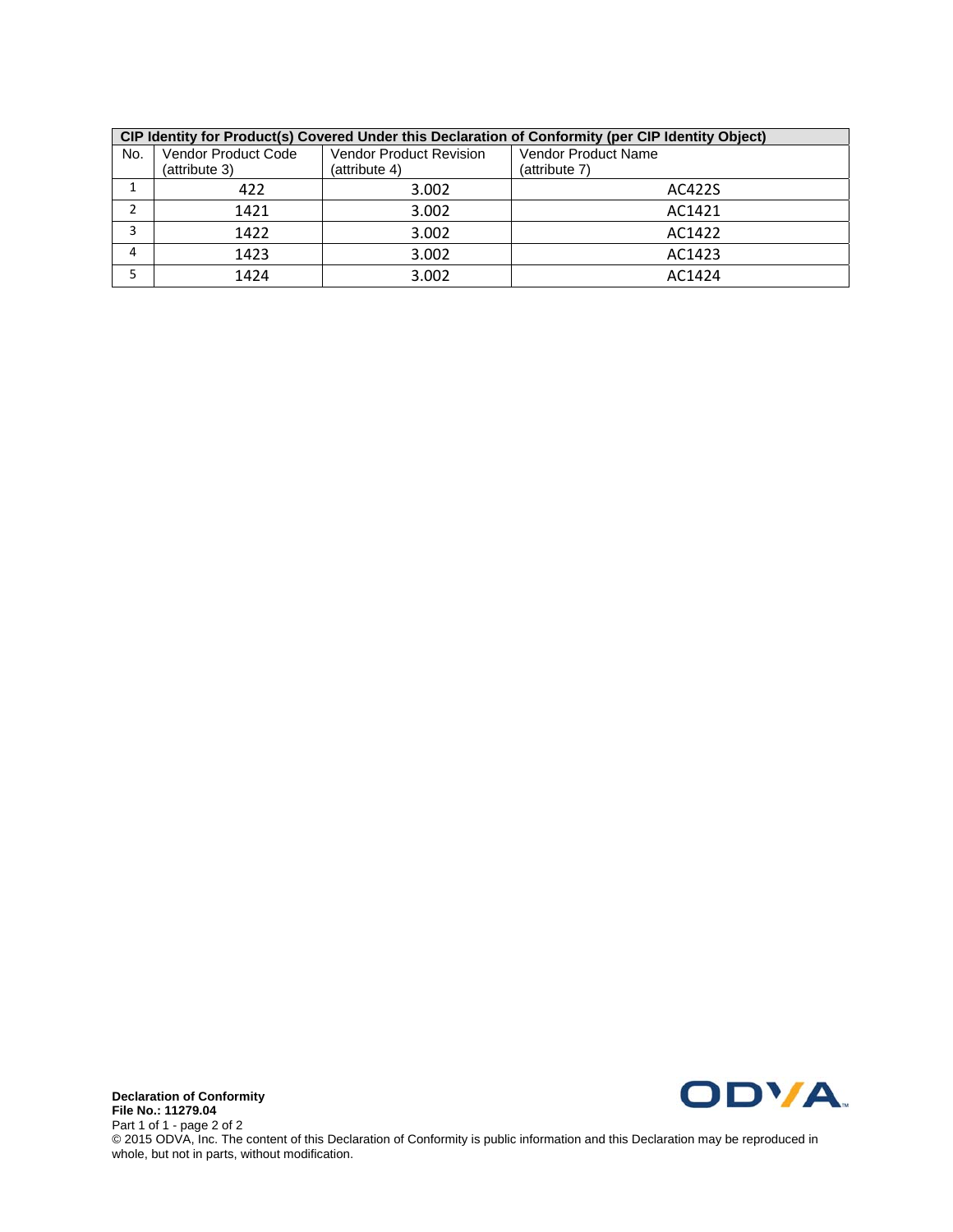| CIP Identity for Product(s) Covered Under this Declaration of Conformity (per CIP Identity Object) | | | |
|---|---|---|---|
| No. | Vendor Product Code (attribute 3) | Vendor Product Revision (attribute 4) | Vendor Product Name (attribute 7) |
| 1 | 422 | 3.002 | AC422S |
| 2 | 1421 | 3.002 | AC1421 |
| 3 | 1422 | 3.002 | AC1422 |
| 4 | 1423 | 3.002 | AC1423 |
| 5 | 1424 | 3.002 | AC1424 |

**Declaration of Conformity**
**File No.: 11279.04**
Part 1 of 1 - page 2 of 2
© 2015 ODVA, Inc. The content of this Declaration of Conformity is public information and this Declaration may be reproduced in whole, but not in parts, without modification.